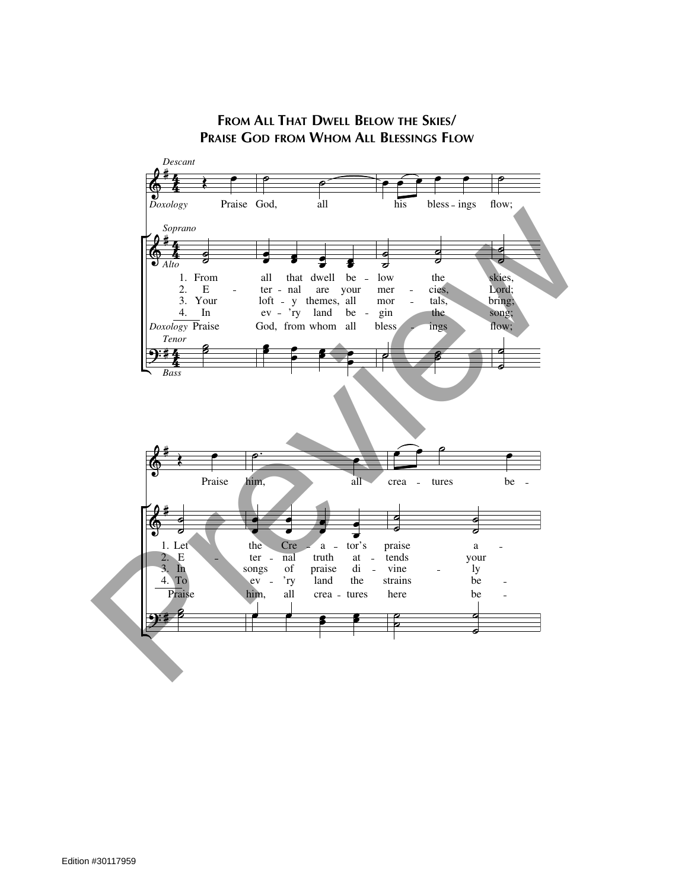# From All That Dwell Below the Skies/ Praise God from Whom All Blessings Flow

*Descant*

*Doxology* Praise God, all his bless - ings flow;

*Soprano*

*Alto*

1. From all that dwell be - low the skies,
2. E - ter - nal are your mer - cies, Lord;
3. Your loft - y themes, all mor - tals, bring;
4. In ev - 'ry land be - gin the song;

*Doxology* Praise God, from whom all bless - ings flow;

*Tenor*

*Bass*

Praise him, all crea - tures be -

1. Let the Cre - a - tor's praise a -
2. E - ter - nal truth at - tends your
3. In songs of praise di - vine - ly
4. To ev - 'ry land the strains be -

Praise him, all crea - tures here be -

Edition #30117959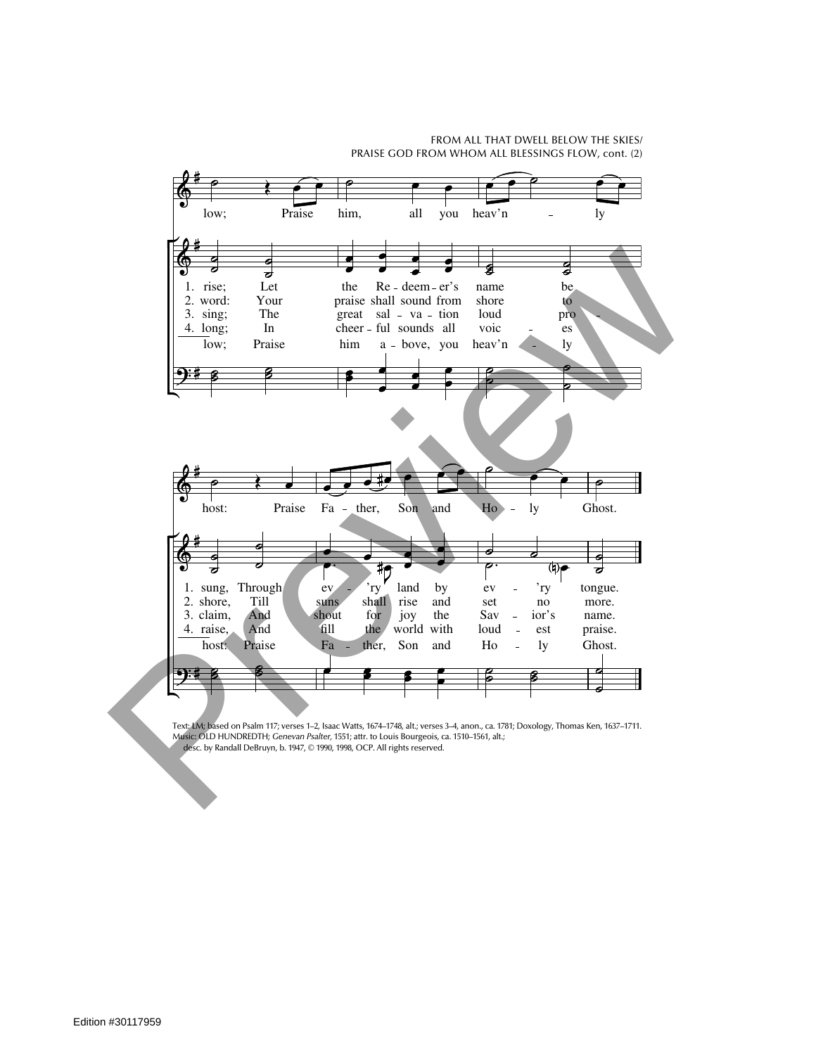FROM ALL THAT DWELL BELOW THE SKIES/
PRAISE GOD FROM WHOM ALL BLESSINGS FLOW, cont. (2)

low; Praise him, all you heav'n - ly

1. rise; Let the Re - deem - er's name be
2. word: Your praise shall sound from shore to
3. sing; The great sal - va - tion loud pro -
4. long; In cheer - ful sounds all voic - es
low; Praise him a - bove, you heav'n - ly

host: Praise Fa - ther, Son and Ho - ly Ghost.

1. sung, Through ev - 'ry land by ev - 'ry tongue.
2. shore, Till suns shall rise and set no more.
3. claim, And shout for joy the Sav - ior's name.
4. raise, And fill the world with loud - est praise.
host: Praise Fa - ther, Son and Ho - ly Ghost.

Text: LM; based on Psalm 117; verses 1–2, Isaac Watts, 1674–1748, alt.; verses 3–4, anon., ca. 1781; Doxology, Thomas Ken, 1637–1711.
Music: OLD HUNDREDTH; *Genevan Psalter*, 1551; attr. to Louis Bourgeois, ca. 1510–1561, alt.;
desc. by Randall DeBruyn, b. 1947, © 1990, 1998, OCP. All rights reserved.

Edition #30117959